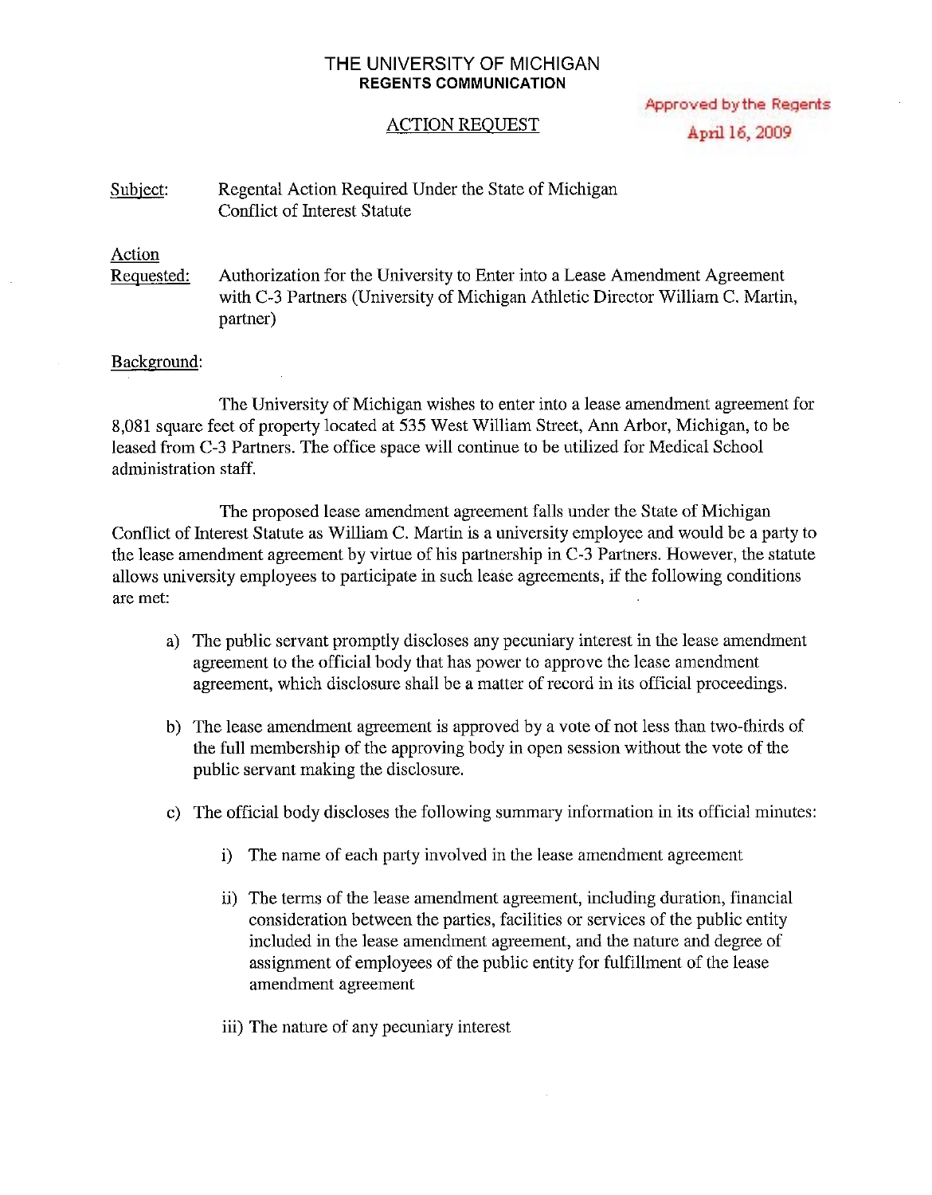# THE UNIVERSITY OF MICHIGAN
## REGENTS COMMUNICATION

Approved by the Regents
April 16, 2009

### ACTION REQUEST

Subject: Regental Action Required Under the State of Michigan Conflict of Interest Statute

Action Requested: Authorization for the University to Enter into a Lease Amendment Agreement with C-3 Partners (University of Michigan Athletic Director William C. Martin, partner)

Background:

The University of Michigan wishes to enter into a lease amendment agreement for 8,081 square feet of property located at 535 West William Street, Ann Arbor, Michigan, to be leased from C-3 Partners. The office space will continue to be utilized for Medical School administration staff.

The proposed lease amendment agreement falls under the State of Michigan Conflict of Interest Statute as William C. Martin is a university employee and would be a party to the lease amendment agreement by virtue of his partnership in C-3 Partners. However, the statute allows university employees to participate in such lease agreements, if the following conditions are met:

a) The public servant promptly discloses any pecuniary interest in the lease amendment agreement to the official body that has power to approve the lease amendment agreement, which disclosure shall be a matter of record in its official proceedings.

b) The lease amendment agreement is approved by a vote of not less than two-thirds of the full membership of the approving body in open session without the vote of the public servant making the disclosure.

c) The official body discloses the following summary information in its official minutes:

   i) The name of each party involved in the lease amendment agreement

   ii) The terms of the lease amendment agreement, including duration, financial consideration between the parties, facilities or services of the public entity included in the lease amendment agreement, and the nature and degree of assignment of employees of the public entity for fulfillment of the lease amendment agreement

   iii) The nature of any pecuniary interest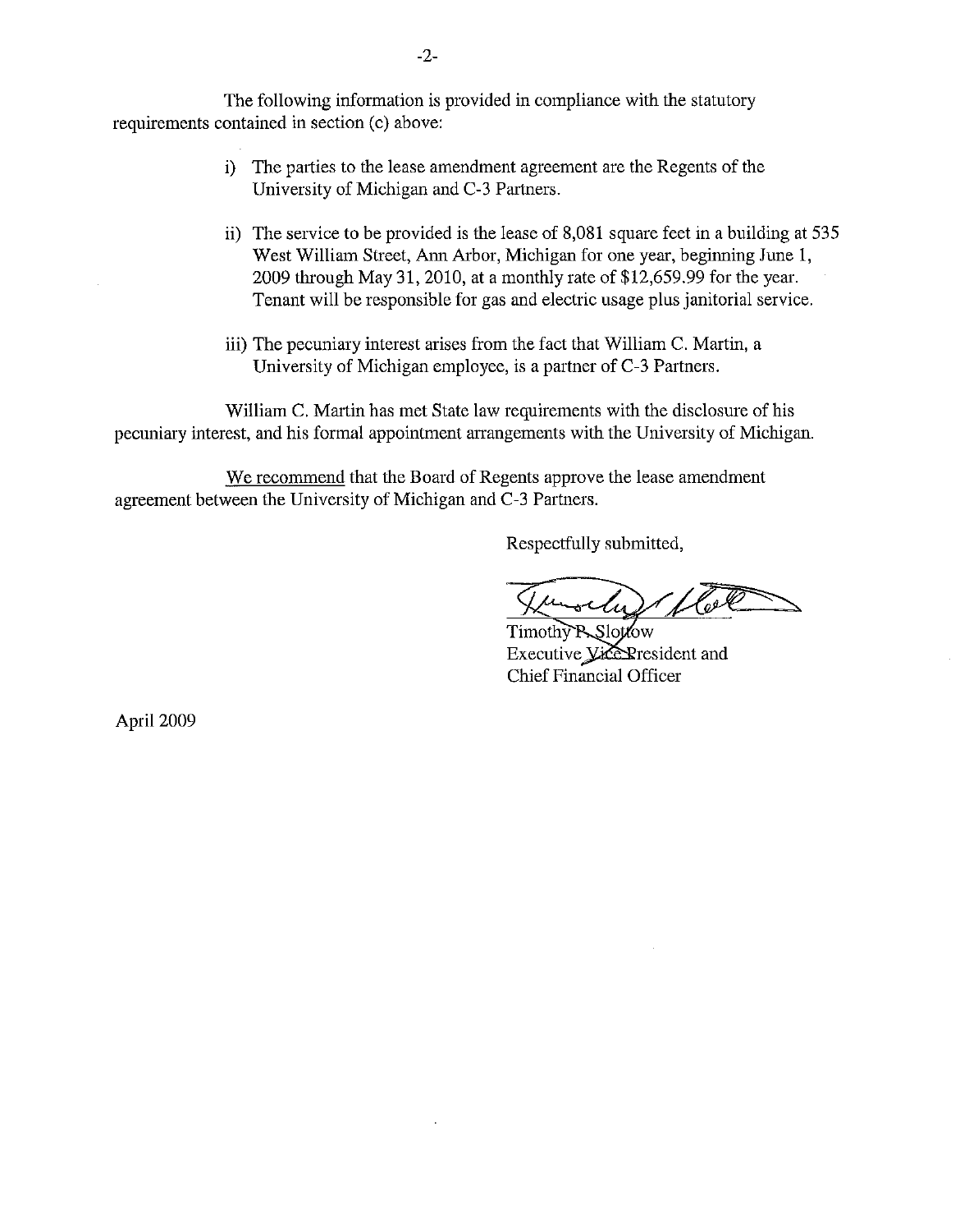The following information is provided in compliance with the statutory requirements contained in section (c) above:

i) The parties to the lease amendment agreement are the Regents of the University of Michigan and C-3 Partners.

ii) The service to be provided is the lease of 8,081 square feet in a building at 535 West William Street, Ann Arbor, Michigan for one year, beginning June 1, 2009 through May 31, 2010, at a monthly rate of $12,659.99 for the year. Tenant will be responsible for gas and electric usage plus janitorial service.

iii) The pecuniary interest arises from the fact that William C. Martin, a University of Michigan employee, is a partner of C-3 Partners.

William C. Martin has met State law requirements with the disclosure of his pecuniary interest, and his formal appointment arrangements with the University of Michigan.

We recommend that the Board of Regents approve the lease amendment agreement between the University of Michigan and C-3 Partners.

Respectfully submitted,

Timothy P. Slottow
Executive Vice President and
Chief Financial Officer

April 2009